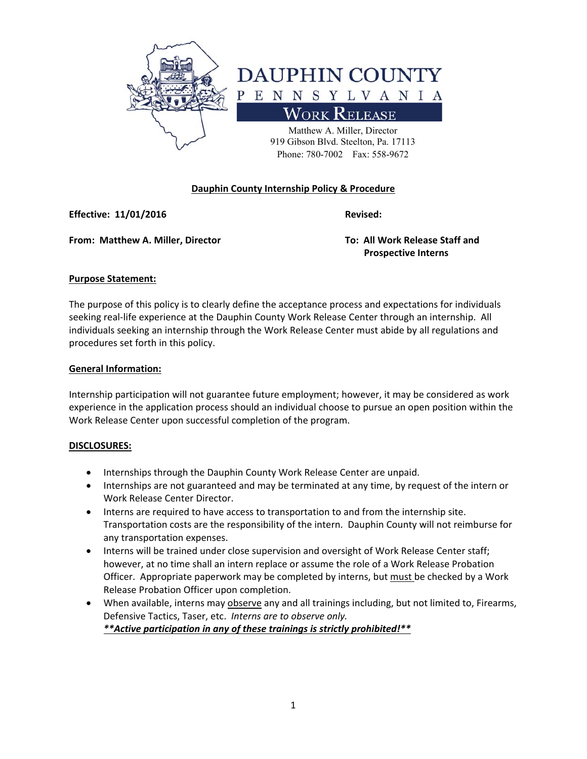# DAUPHIN COUNTY
## PENNSYLVANIA
## WORK RELEASE

Matthew A. Miller, Director
919 Gibson Blvd. Steelton, Pa. 17113
Phone: 780-7002 Fax: 558-9672

**Dauphin County Internship Policy & Procedure**

**Effective: 11/01/2016** **Revised:**

**From: Matthew A. Miller, Director** **To: All Work Release Staff and Prospective Interns**

**Purpose Statement:**

The purpose of this policy is to clearly define the acceptance process and expectations for individuals seeking real-life experience at the Dauphin County Work Release Center through an internship. All individuals seeking an internship through the Work Release Center must abide by all regulations and procedures set forth in this policy.

**General Information:**

Internship participation will not guarantee future employment; however, it may be considered as work experience in the application process should an individual choose to pursue an open position within the Work Release Center upon successful completion of the program.

**DISCLOSURES:**

- Internships through the Dauphin County Work Release Center are unpaid.
- Internships are not guaranteed and may be terminated at any time, by request of the intern or Work Release Center Director.
- Interns are required to have access to transportation to and from the internship site. Transportation costs are the responsibility of the intern. Dauphin County will not reimburse for any transportation expenses.
- Interns will be trained under close supervision and oversight of Work Release Center staff; however, at no time shall an intern replace or assume the role of a Work Release Probation Officer. Appropriate paperwork may be completed by interns, but must be checked by a Work Release Probation Officer upon completion.
- When available, interns may observe any and all trainings including, but not limited to, Firearms, Defensive Tactics, Taser, etc. *Interns are to observe only.*
  ***\*\*Active participation in any of these trainings is strictly prohibited!\*\****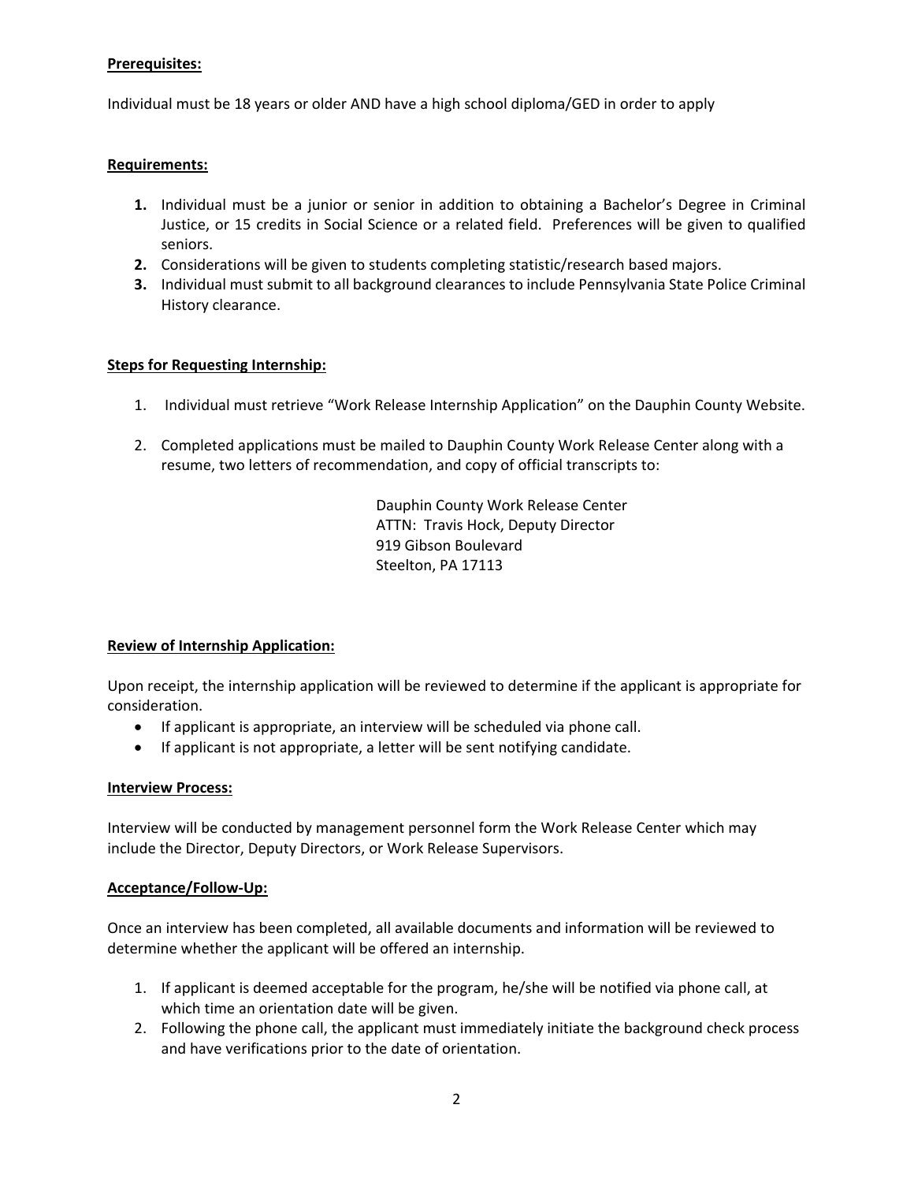**Prerequisites:**

Individual must be 18 years or older AND have a high school diploma/GED in order to apply

**Requirements:**

1. Individual must be a junior or senior in addition to obtaining a Bachelor's Degree in Criminal Justice, or 15 credits in Social Science or a related field. Preferences will be given to qualified seniors.
2. Considerations will be given to students completing statistic/research based majors.
3. Individual must submit to all background clearances to include Pennsylvania State Police Criminal History clearance.

**Steps for Requesting Internship:**

1. Individual must retrieve "Work Release Internship Application" on the Dauphin County Website.

2. Completed applications must be mailed to Dauphin County Work Release Center along with a resume, two letters of recommendation, and copy of official transcripts to:

   Dauphin County Work Release Center
   ATTN: Travis Hock, Deputy Director
   919 Gibson Boulevard
   Steelton, PA 17113

**Review of Internship Application:**

Upon receipt, the internship application will be reviewed to determine if the applicant is appropriate for consideration.

- If applicant is appropriate, an interview will be scheduled via phone call.
- If applicant is not appropriate, a letter will be sent notifying candidate.

**Interview Process:**

Interview will be conducted by management personnel form the Work Release Center which may include the Director, Deputy Directors, or Work Release Supervisors.

**Acceptance/Follow-Up:**

Once an interview has been completed, all available documents and information will be reviewed to determine whether the applicant will be offered an internship.

1. If applicant is deemed acceptable for the program, he/she will be notified via phone call, at which time an orientation date will be given.
2. Following the phone call, the applicant must immediately initiate the background check process and have verifications prior to the date of orientation.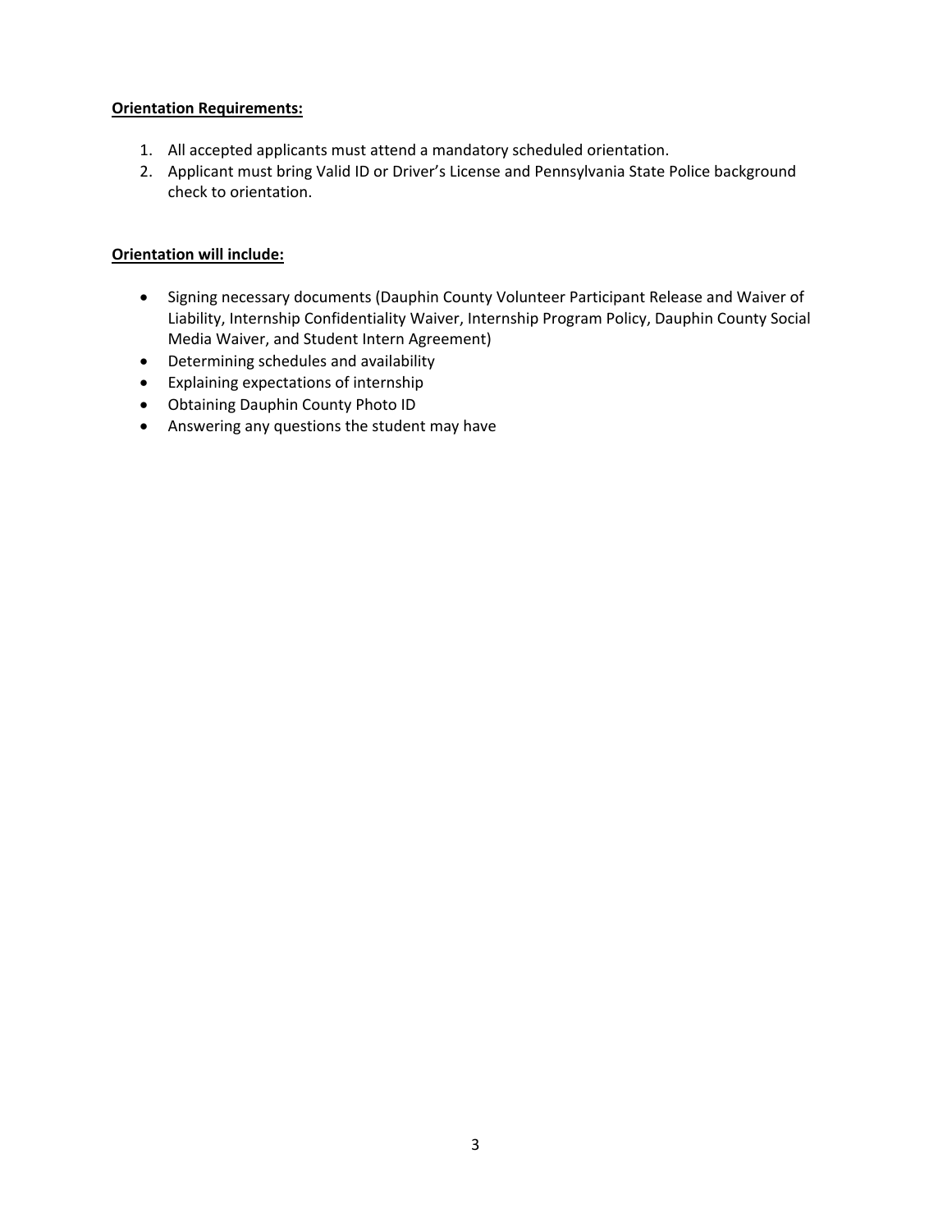**Orientation Requirements:**

1. All accepted applicants must attend a mandatory scheduled orientation.
2. Applicant must bring Valid ID or Driver's License and Pennsylvania State Police background check to orientation.

**Orientation will include:**

- Signing necessary documents (Dauphin County Volunteer Participant Release and Waiver of Liability, Internship Confidentiality Waiver, Internship Program Policy, Dauphin County Social Media Waiver, and Student Intern Agreement)
- Determining schedules and availability
- Explaining expectations of internship
- Obtaining Dauphin County Photo ID
- Answering any questions the student may have